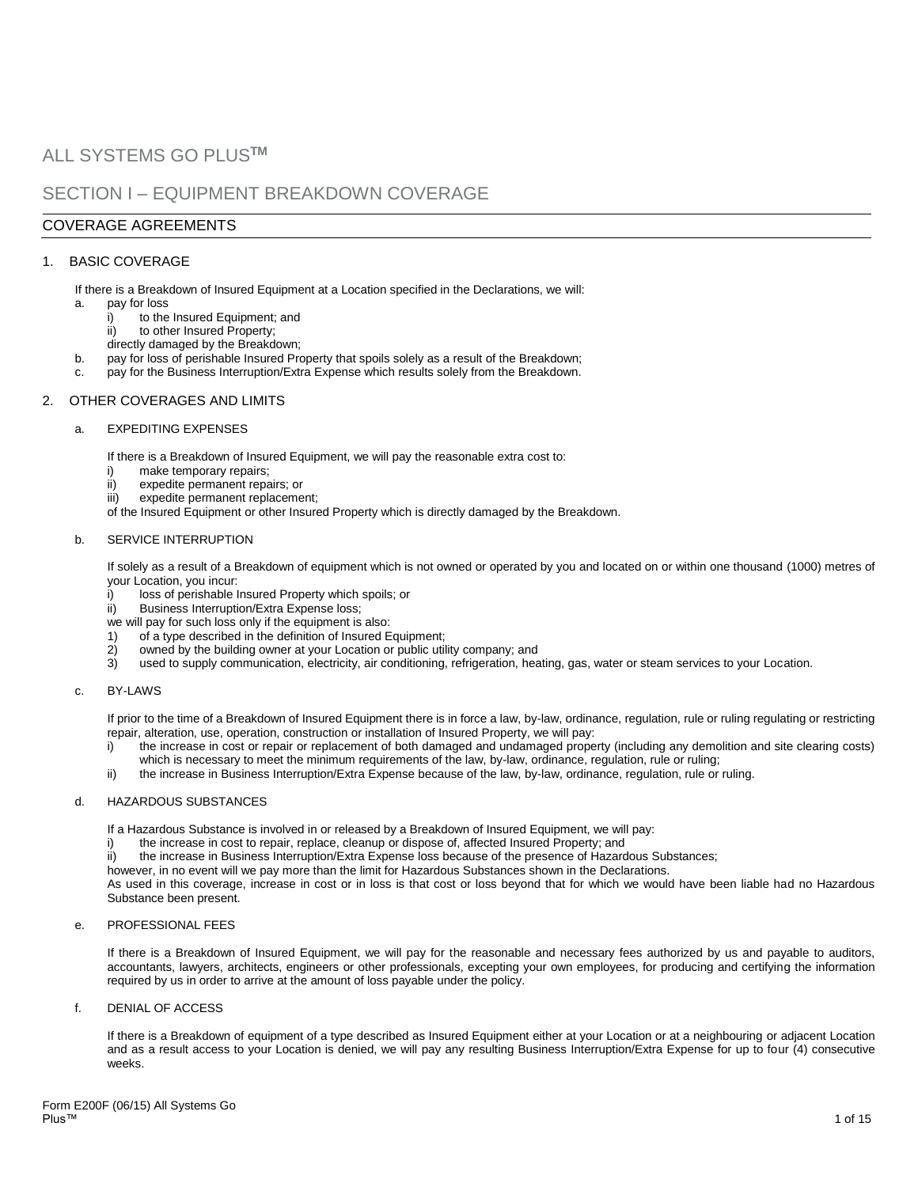# ALL SYSTEMS GO PLUS™

## SECTION I – EQUIPMENT BREAKDOWN COVERAGE

### COVERAGE AGREEMENTS

1. BASIC COVERAGE

   If there is a Breakdown of Insured Equipment at a Location specified in the Declarations, we will:

   a. pay for loss
      i) to the Insured Equipment; and
      ii) to other Insured Property;

      directly damaged by the Breakdown;

   b. pay for loss of perishable Insured Property that spoils solely as a result of the Breakdown;

   c. pay for the Business Interruption/Extra Expense which results solely from the Breakdown.

2. OTHER COVERAGES AND LIMITS

   a. EXPEDITING EXPENSES

      If there is a Breakdown of Insured Equipment, we will pay the reasonable extra cost to:
      i) make temporary repairs;
      ii) expedite permanent repairs; or
      iii) expedite permanent replacement;

      of the Insured Equipment or other Insured Property which is directly damaged by the Breakdown.

   b. SERVICE INTERRUPTION

      If solely as a result of a Breakdown of equipment which is not owned or operated by you and located on or within one thousand (1000) metres of your Location, you incur:
      i) loss of perishable Insured Property which spoils; or
      ii) Business Interruption/Extra Expense loss;

      we will pay for such loss only if the equipment is also:
      1) of a type described in the definition of Insured Equipment;
      2) owned by the building owner at your Location or public utility company; and
      3) used to supply communication, electricity, air conditioning, refrigeration, heating, gas, water or steam services to your Location.

   c. BY-LAWS

      If prior to the time of a Breakdown of Insured Equipment there is in force a law, by-law, ordinance, regulation, rule or ruling regulating or restricting repair, alteration, use, operation, construction or installation of Insured Property, we will pay:
      i) the increase in cost or repair or replacement of both damaged and undamaged property (including any demolition and site clearing costs) which is necessary to meet the minimum requirements of the law, by-law, ordinance, regulation, rule or ruling;
      ii) the increase in Business Interruption/Extra Expense because of the law, by-law, ordinance, regulation, rule or ruling.

   d. HAZARDOUS SUBSTANCES

      If a Hazardous Substance is involved in or released by a Breakdown of Insured Equipment, we will pay:
      i) the increase in cost to repair, replace, cleanup or dispose of, affected Insured Property; and
      ii) the increase in Business Interruption/Extra Expense loss because of the presence of Hazardous Substances;

      however, in no event will we pay more than the limit for Hazardous Substances shown in the Declarations.

      As used in this coverage, increase in cost or in loss is that cost or loss beyond that for which we would have been liable had no Hazardous Substance been present.

   e. PROFESSIONAL FEES

      If there is a Breakdown of Insured Equipment, we will pay for the reasonable and necessary fees authorized by us and payable to auditors, accountants, lawyers, architects, engineers or other professionals, excepting your own employees, for producing and certifying the information required by us in order to arrive at the amount of loss payable under the policy.

   f. DENIAL OF ACCESS

      If there is a Breakdown of equipment of a type described as Insured Equipment either at your Location or at a neighbouring or adjacent Location and as a result access to your Location is denied, we will pay any resulting Business Interruption/Extra Expense for up to four (4) consecutive weeks.

Form E200F (06/15) All Systems Go Plus™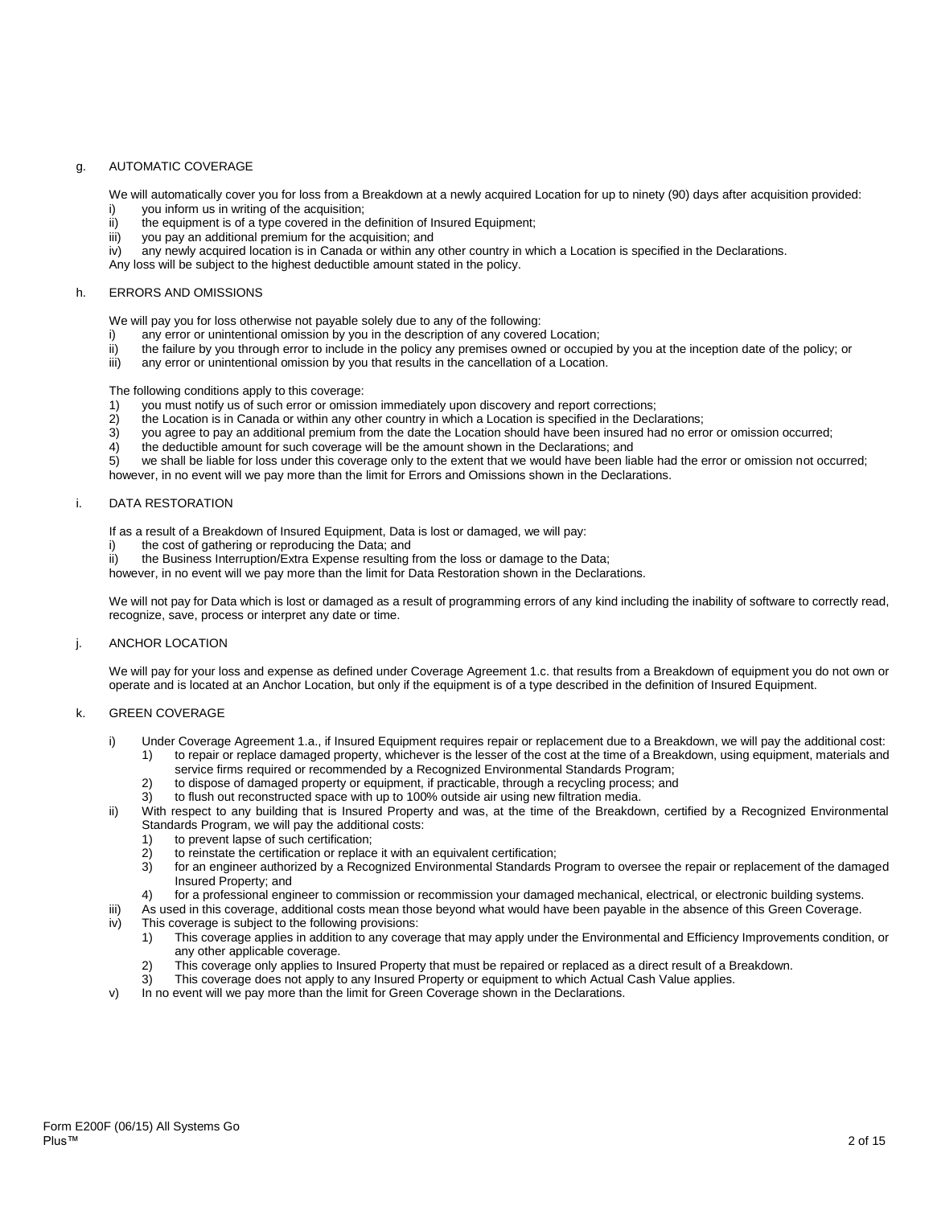g. AUTOMATIC COVERAGE

We will automatically cover you for loss from a Breakdown at a newly acquired Location for up to ninety (90) days after acquisition provided:

i) you inform us in writing of the acquisition;
ii) the equipment is of a type covered in the definition of Insured Equipment;
iii) you pay an additional premium for the acquisition; and
iv) any newly acquired location is in Canada or within any other country in which a Location is specified in the Declarations.

Any loss will be subject to the highest deductible amount stated in the policy.

h. ERRORS AND OMISSIONS

We will pay you for loss otherwise not payable solely due to any of the following:

i) any error or unintentional omission by you in the description of any covered Location;
ii) the failure by you through error to include in the policy any premises owned or occupied by you at the inception date of the policy; or
iii) any error or unintentional omission by you that results in the cancellation of a Location.

The following conditions apply to this coverage:

1) you must notify us of such error or omission immediately upon discovery and report corrections;
2) the Location is in Canada or within any other country in which a Location is specified in the Declarations;
3) you agree to pay an additional premium from the date the Location should have been insured had no error or omission occurred;
4) the deductible amount for such coverage will be the amount shown in the Declarations; and
5) we shall be liable for loss under this coverage only to the extent that we would have been liable had the error or omission not occurred;

however, in no event will we pay more than the limit for Errors and Omissions shown in the Declarations.

i. DATA RESTORATION

If as a result of a Breakdown of Insured Equipment, Data is lost or damaged, we will pay:

i) the cost of gathering or reproducing the Data; and
ii) the Business Interruption/Extra Expense resulting from the loss or damage to the Data;

however, in no event will we pay more than the limit for Data Restoration shown in the Declarations.

We will not pay for Data which is lost or damaged as a result of programming errors of any kind including the inability of software to correctly read, recognize, save, process or interpret any date or time.

j. ANCHOR LOCATION

We will pay for your loss and expense as defined under Coverage Agreement 1.c. that results from a Breakdown of equipment you do not own or operate and is located at an Anchor Location, but only if the equipment is of a type described in the definition of Insured Equipment.

k. GREEN COVERAGE

i) Under Coverage Agreement 1.a., if Insured Equipment requires repair or replacement due to a Breakdown, we will pay the additional cost:
   1) to repair or replace damaged property, whichever is the lesser of the cost at the time of a Breakdown, using equipment, materials and service firms required or recommended by a Recognized Environmental Standards Program;
   2) to dispose of damaged property or equipment, if practicable, through a recycling process; and
   3) to flush out reconstructed space with up to 100% outside air using new filtration media.
ii) With respect to any building that is Insured Property and was, at the time of the Breakdown, certified by a Recognized Environmental Standards Program, we will pay the additional costs:
   1) to prevent lapse of such certification;
   2) to reinstate the certification or replace it with an equivalent certification;
   3) for an engineer authorized by a Recognized Environmental Standards Program to oversee the repair or replacement of the damaged Insured Property; and
   4) for a professional engineer to commission or recommission your damaged mechanical, electrical, or electronic building systems.
iii) As used in this coverage, additional costs mean those beyond what would have been payable in the absence of this Green Coverage.
iv) This coverage is subject to the following provisions:
   1) This coverage applies in addition to any coverage that may apply under the Environmental and Efficiency Improvements condition, or any other applicable coverage.
   2) This coverage only applies to Insured Property that must be repaired or replaced as a direct result of a Breakdown.
   3) This coverage does not apply to any Insured Property or equipment to which Actual Cash Value applies.
v) In no event will we pay more than the limit for Green Coverage shown in the Declarations.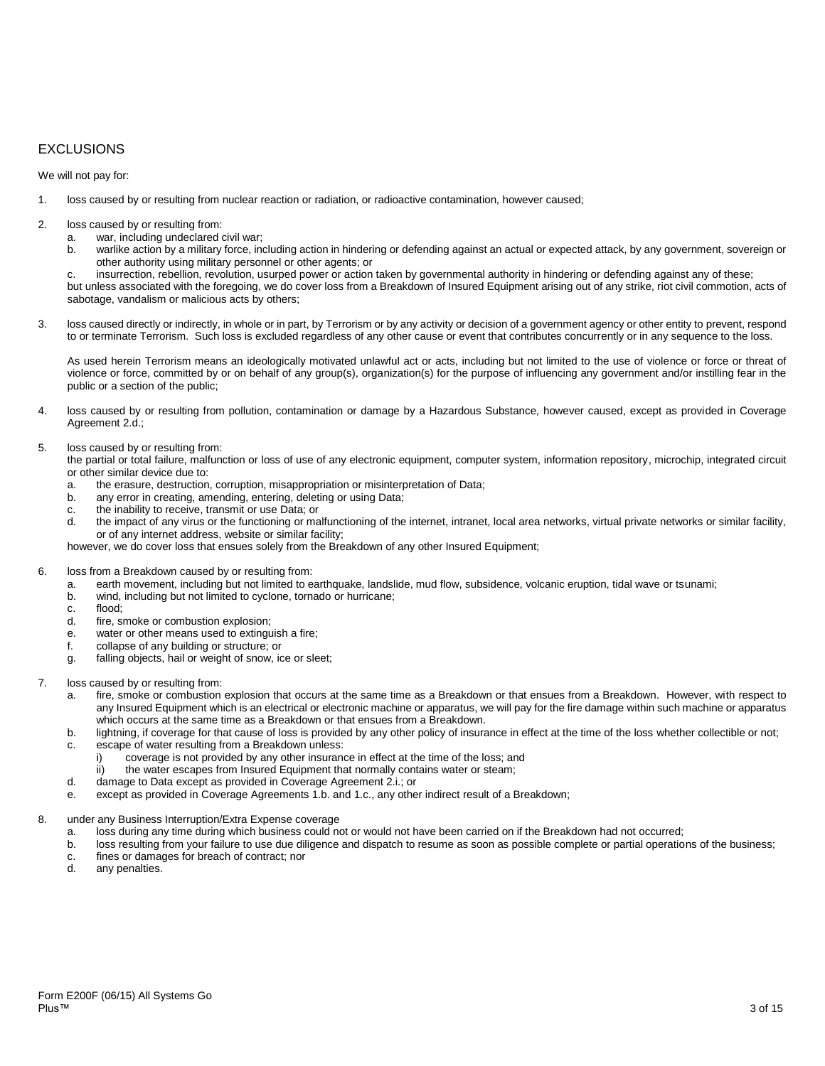## EXCLUSIONS

We will not pay for:

1. loss caused by or resulting from nuclear reaction or radiation, or radioactive contamination, however caused;

2. loss caused by or resulting from:
   a. war, including undeclared civil war;
   b. warlike action by a military force, including action in hindering or defending against an actual or expected attack, by any government, sovereign or other authority using military personnel or other agents; or
   c. insurrection, rebellion, revolution, usurped power or action taken by governmental authority in hindering or defending against any of these;

   but unless associated with the foregoing, we do cover loss from a Breakdown of Insured Equipment arising out of any strike, riot civil commotion, acts of sabotage, vandalism or malicious acts by others;

3. loss caused directly or indirectly, in whole or in part, by Terrorism or by any activity or decision of a government agency or other entity to prevent, respond to or terminate Terrorism. Such loss is excluded regardless of any other cause or event that contributes concurrently or in any sequence to the loss.

   As used herein Terrorism means an ideologically motivated unlawful act or acts, including but not limited to the use of violence or force or threat of violence or force, committed by or on behalf of any group(s), organization(s) for the purpose of influencing any government and/or instilling fear in the public or a section of the public;

4. loss caused by or resulting from pollution, contamination or damage by a Hazardous Substance, however caused, except as provided in Coverage Agreement 2.d.;

5. loss caused by or resulting from:

   the partial or total failure, malfunction or loss of use of any electronic equipment, computer system, information repository, microchip, integrated circuit or other similar device due to:
   a. the erasure, destruction, corruption, misappropriation or misinterpretation of Data;
   b. any error in creating, amending, entering, deleting or using Data;
   c. the inability to receive, transmit or use Data; or
   d. the impact of any virus or the functioning or malfunctioning of the internet, intranet, local area networks, virtual private networks or similar facility, or of any internet address, website or similar facility;

   however, we do cover loss that ensues solely from the Breakdown of any other Insured Equipment;

6. loss from a Breakdown caused by or resulting from:
   a. earth movement, including but not limited to earthquake, landslide, mud flow, subsidence, volcanic eruption, tidal wave or tsunami;
   b. wind, including but not limited to cyclone, tornado or hurricane;
   c. flood;
   d. fire, smoke or combustion explosion;
   e. water or other means used to extinguish a fire;
   f. collapse of any building or structure; or
   g. falling objects, hail or weight of snow, ice or sleet;

7. loss caused by or resulting from:
   a. fire, smoke or combustion explosion that occurs at the same time as a Breakdown or that ensues from a Breakdown. However, with respect to any Insured Equipment which is an electrical or electronic machine or apparatus, we will pay for the fire damage within such machine or apparatus which occurs at the same time as a Breakdown or that ensues from a Breakdown.
   b. lightning, if coverage for that cause of loss is provided by any other policy of insurance in effect at the time of the loss whether collectible or not;
   c. escape of water resulting from a Breakdown unless:
      i) coverage is not provided by any other insurance in effect at the time of the loss; and
      ii) the water escapes from Insured Equipment that normally contains water or steam;
   d. damage to Data except as provided in Coverage Agreement 2.i.; or
   e. except as provided in Coverage Agreements 1.b. and 1.c., any other indirect result of a Breakdown;

8. under any Business Interruption/Extra Expense coverage
   a. loss during any time during which business could not or would not have been carried on if the Breakdown had not occurred;
   b. loss resulting from your failure to use due diligence and dispatch to resume as soon as possible complete or partial operations of the business;
   c. fines or damages for breach of contract; nor
   d. any penalties.

Form E200F (06/15) All Systems Go Plus™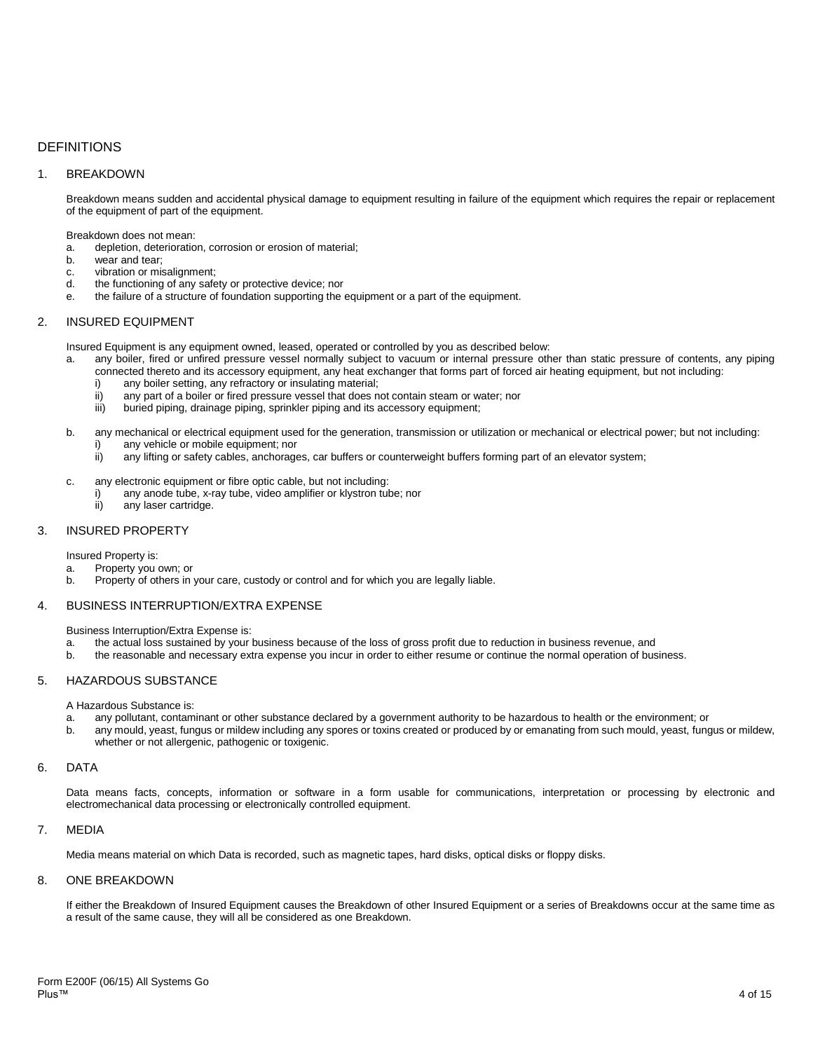# DEFINITIONS

## 1. BREAKDOWN

Breakdown means sudden and accidental physical damage to equipment resulting in failure of the equipment which requires the repair or replacement of the equipment of part of the equipment.

Breakdown does not mean:

a. depletion, deterioration, corrosion or erosion of material;
b. wear and tear;
c. vibration or misalignment;
d. the functioning of any safety or protective device; nor
e. the failure of a structure of foundation supporting the equipment or a part of the equipment.

## 2. INSURED EQUIPMENT

Insured Equipment is any equipment owned, leased, operated or controlled by you as described below:

a. any boiler, fired or unfired pressure vessel normally subject to vacuum or internal pressure other than static pressure of contents, any piping connected thereto and its accessory equipment, any heat exchanger that forms part of forced air heating equipment, but not including:
   i) any boiler setting, any refractory or insulating material;
   ii) any part of a boiler or fired pressure vessel that does not contain steam or water; nor
   iii) buried piping, drainage piping, sprinkler piping and its accessory equipment;

b. any mechanical or electrical equipment used for the generation, transmission or utilization or mechanical or electrical power; but not including:
   i) any vehicle or mobile equipment; nor
   ii) any lifting or safety cables, anchorages, car buffers or counterweight buffers forming part of an elevator system;

c. any electronic equipment or fibre optic cable, but not including:
   i) any anode tube, x-ray tube, video amplifier or klystron tube; nor
   ii) any laser cartridge.

## 3. INSURED PROPERTY

Insured Property is:

a. Property you own; or
b. Property of others in your care, custody or control and for which you are legally liable.

## 4. BUSINESS INTERRUPTION/EXTRA EXPENSE

Business Interruption/Extra Expense is:

a. the actual loss sustained by your business because of the loss of gross profit due to reduction in business revenue, and
b. the reasonable and necessary extra expense you incur in order to either resume or continue the normal operation of business.

## 5. HAZARDOUS SUBSTANCE

A Hazardous Substance is:

a. any pollutant, contaminant or other substance declared by a government authority to be hazardous to health or the environment; or
b. any mould, yeast, fungus or mildew including any spores or toxins created or produced by or emanating from such mould, yeast, fungus or mildew, whether or not allergenic, pathogenic or toxigenic.

## 6. DATA

Data means facts, concepts, information or software in a form usable for communications, interpretation or processing by electronic and electromechanical data processing or electronically controlled equipment.

## 7. MEDIA

Media means material on which Data is recorded, such as magnetic tapes, hard disks, optical disks or floppy disks.

## 8. ONE BREAKDOWN

If either the Breakdown of Insured Equipment causes the Breakdown of other Insured Equipment or a series of Breakdowns occur at the same time as a result of the same cause, they will all be considered as one Breakdown.

Form E200F (06/15) All Systems Go Plus™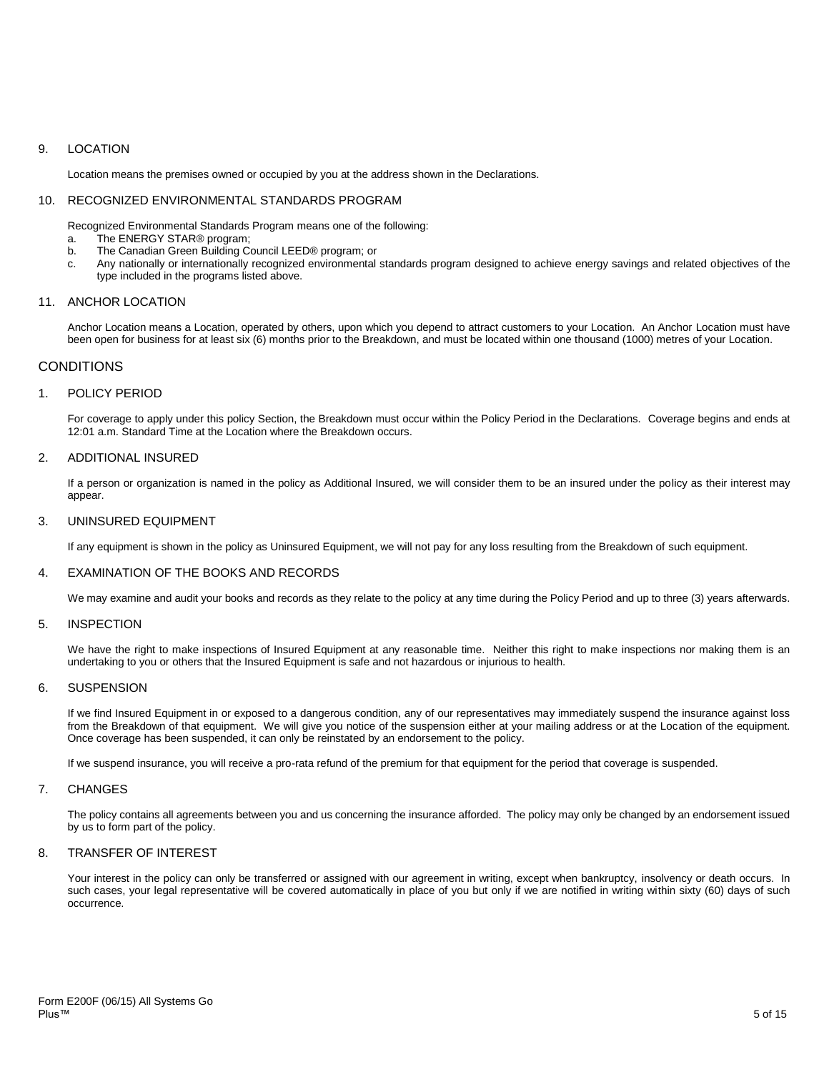9. LOCATION

   Location means the premises owned or occupied by you at the address shown in the Declarations.

10. RECOGNIZED ENVIRONMENTAL STANDARDS PROGRAM

    Recognized Environmental Standards Program means one of the following:

    a. The ENERGY STAR® program;
    b. The Canadian Green Building Council LEED® program; or
    c. Any nationally or internationally recognized environmental standards program designed to achieve energy savings and related objectives of the type included in the programs listed above.

11. ANCHOR LOCATION

    Anchor Location means a Location, operated by others, upon which you depend to attract customers to your Location. An Anchor Location must have been open for business for at least six (6) months prior to the Breakdown, and must be located within one thousand (1000) metres of your Location.

## CONDITIONS

1. POLICY PERIOD

   For coverage to apply under this policy Section, the Breakdown must occur within the Policy Period in the Declarations. Coverage begins and ends at 12:01 a.m. Standard Time at the Location where the Breakdown occurs.

2. ADDITIONAL INSURED

   If a person or organization is named in the policy as Additional Insured, we will consider them to be an insured under the policy as their interest may appear.

3. UNINSURED EQUIPMENT

   If any equipment is shown in the policy as Uninsured Equipment, we will not pay for any loss resulting from the Breakdown of such equipment.

4. EXAMINATION OF THE BOOKS AND RECORDS

   We may examine and audit your books and records as they relate to the policy at any time during the Policy Period and up to three (3) years afterwards.

5. INSPECTION

   We have the right to make inspections of Insured Equipment at any reasonable time. Neither this right to make inspections nor making them is an undertaking to you or others that the Insured Equipment is safe and not hazardous or injurious to health.

6. SUSPENSION

   If we find Insured Equipment in or exposed to a dangerous condition, any of our representatives may immediately suspend the insurance against loss from the Breakdown of that equipment. We will give you notice of the suspension either at your mailing address or at the Location of the equipment. Once coverage has been suspended, it can only be reinstated by an endorsement to the policy.

   If we suspend insurance, you will receive a pro-rata refund of the premium for that equipment for the period that coverage is suspended.

7. CHANGES

   The policy contains all agreements between you and us concerning the insurance afforded. The policy may only be changed by an endorsement issued by us to form part of the policy.

8. TRANSFER OF INTEREST

   Your interest in the policy can only be transferred or assigned with our agreement in writing, except when bankruptcy, insolvency or death occurs. In such cases, your legal representative will be covered automatically in place of you but only if we are notified in writing within sixty (60) days of such occurrence.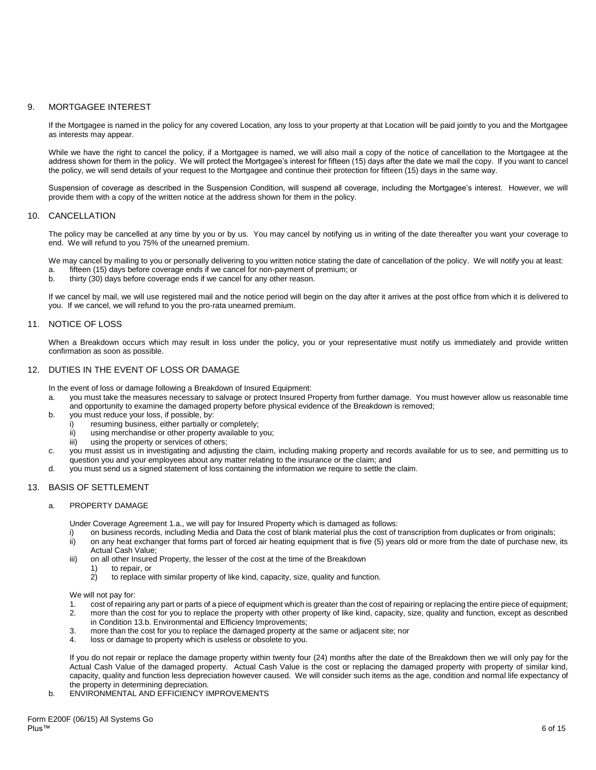## 9. MORTGAGEE INTEREST

If the Mortgagee is named in the policy for any covered Location, any loss to your property at that Location will be paid jointly to you and the Mortgagee as interests may appear.

While we have the right to cancel the policy, if a Mortgagee is named, we will also mail a copy of the notice of cancellation to the Mortgagee at the address shown for them in the policy. We will protect the Mortgagee's interest for fifteen (15) days after the date we mail the copy. If you want to cancel the policy, we will send details of your request to the Mortgagee and continue their protection for fifteen (15) days in the same way.

Suspension of coverage as described in the Suspension Condition, will suspend all coverage, including the Mortgagee's interest. However, we will provide them with a copy of the written notice at the address shown for them in the policy.

## 10. CANCELLATION

The policy may be cancelled at any time by you or by us. You may cancel by notifying us in writing of the date thereafter you want your coverage to end. We will refund to you 75% of the unearned premium.

We may cancel by mailing to you or personally delivering to you written notice stating the date of cancellation of the policy. We will notify you at least:

a. fifteen (15) days before coverage ends if we cancel for non-payment of premium; or
b. thirty (30) days before coverage ends if we cancel for any other reason.

If we cancel by mail, we will use registered mail and the notice period will begin on the day after it arrives at the post office from which it is delivered to you. If we cancel, we will refund to you the pro-rata unearned premium.

## 11. NOTICE OF LOSS

When a Breakdown occurs which may result in loss under the policy, you or your representative must notify us immediately and provide written confirmation as soon as possible.

## 12. DUTIES IN THE EVENT OF LOSS OR DAMAGE

In the event of loss or damage following a Breakdown of Insured Equipment:

a. you must take the measures necessary to salvage or protect Insured Property from further damage. You must however allow us reasonable time and opportunity to examine the damaged property before physical evidence of the Breakdown is removed;
b. you must reduce your loss, if possible, by:
   i) resuming business, either partially or completely;
   ii) using merchandise or other property available to you;
   iii) using the property or services of others;
c. you must assist us in investigating and adjusting the claim, including making property and records available for us to see, and permitting us to question you and your employees about any matter relating to the insurance or the claim; and
d. you must send us a signed statement of loss containing the information we require to settle the claim.

## 13. BASIS OF SETTLEMENT

### a. PROPERTY DAMAGE

Under Coverage Agreement 1.a., we will pay for Insured Property which is damaged as follows:

i) on business records, including Media and Data the cost of blank material plus the cost of transcription from duplicates or from originals;
ii) on any heat exchanger that forms part of forced air heating equipment that is five (5) years old or more from the date of purchase new, its Actual Cash Value;
iii) on all other Insured Property, the lesser of the cost at the time of the Breakdown
   1) to repair, or
   2) to replace with similar property of like kind, capacity, size, quality and function.

We will not pay for:

1. cost of repairing any part or parts of a piece of equipment which is greater than the cost of repairing or replacing the entire piece of equipment;
2. more than the cost for you to replace the property with other property of like kind, capacity, size, quality and function, except as described in Condition 13.b. Environmental and Efficiency Improvements;
3. more than the cost for you to replace the damaged property at the same or adjacent site; nor
4. loss or damage to property which is useless or obsolete to you.

If you do not repair or replace the damage property within twenty four (24) months after the date of the Breakdown then we will only pay for the Actual Cash Value of the damaged property. Actual Cash Value is the cost or replacing the damaged property with property of similar kind, capacity, quality and function less depreciation however caused. We will consider such items as the age, condition and normal life expectancy of the property in determining depreciation.

### b. ENVIRONMENTAL AND EFFICIENCY IMPROVEMENTS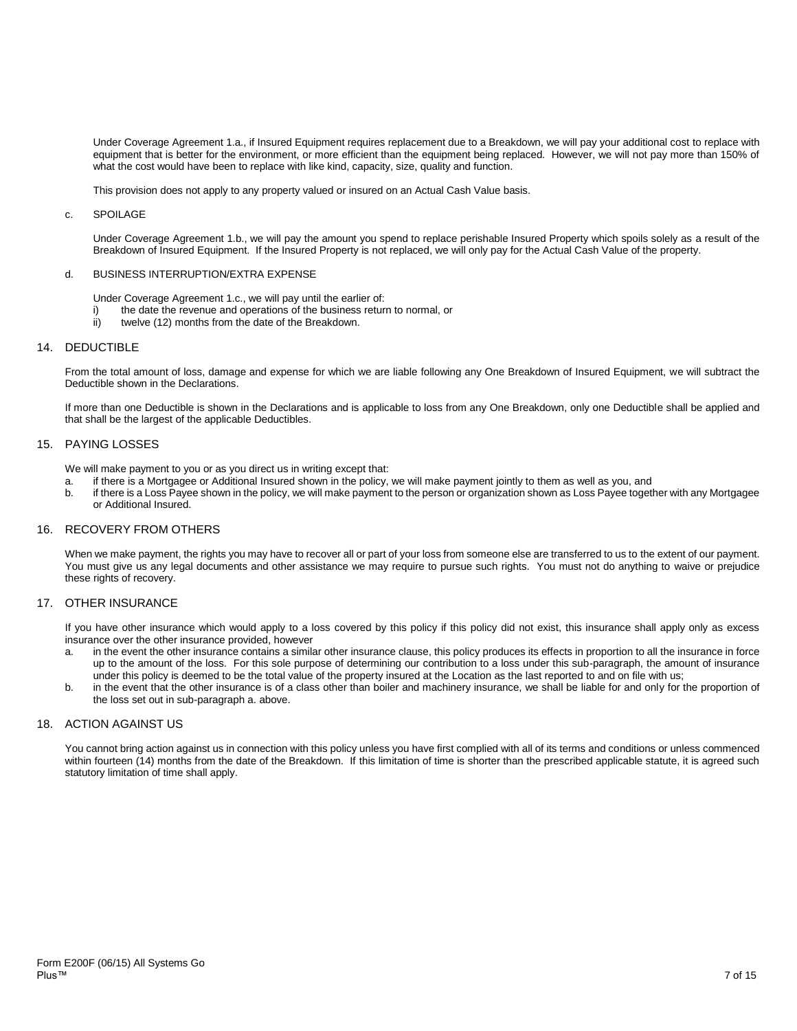Under Coverage Agreement 1.a., if Insured Equipment requires replacement due to a Breakdown, we will pay your additional cost to replace with equipment that is better for the environment, or more efficient than the equipment being replaced. However, we will not pay more than 150% of what the cost would have been to replace with like kind, capacity, size, quality and function.

This provision does not apply to any property valued or insured on an Actual Cash Value basis.

c. SPOILAGE

Under Coverage Agreement 1.b., we will pay the amount you spend to replace perishable Insured Property which spoils solely as a result of the Breakdown of Insured Equipment. If the Insured Property is not replaced, we will only pay for the Actual Cash Value of the property.

d. BUSINESS INTERRUPTION/EXTRA EXPENSE

Under Coverage Agreement 1.c., we will pay until the earlier of:

i) the date the revenue and operations of the business return to normal, or
ii) twelve (12) months from the date of the Breakdown.

## 14. DEDUCTIBLE

From the total amount of loss, damage and expense for which we are liable following any One Breakdown of Insured Equipment, we will subtract the Deductible shown in the Declarations.

If more than one Deductible is shown in the Declarations and is applicable to loss from any One Breakdown, only one Deductible shall be applied and that shall be the largest of the applicable Deductibles.

## 15. PAYING LOSSES

We will make payment to you or as you direct us in writing except that:

a. if there is a Mortgagee or Additional Insured shown in the policy, we will make payment jointly to them as well as you, and
b. if there is a Loss Payee shown in the policy, we will make payment to the person or organization shown as Loss Payee together with any Mortgagee or Additional Insured.

## 16. RECOVERY FROM OTHERS

When we make payment, the rights you may have to recover all or part of your loss from someone else are transferred to us to the extent of our payment. You must give us any legal documents and other assistance we may require to pursue such rights. You must not do anything to waive or prejudice these rights of recovery.

## 17. OTHER INSURANCE

If you have other insurance which would apply to a loss covered by this policy if this policy did not exist, this insurance shall apply only as excess insurance over the other insurance provided, however

a. in the event the other insurance contains a similar other insurance clause, this policy produces its effects in proportion to all the insurance in force up to the amount of the loss. For this sole purpose of determining our contribution to a loss under this sub-paragraph, the amount of insurance under this policy is deemed to be the total value of the property insured at the Location as the last reported to and on file with us;
b. in the event that the other insurance is of a class other than boiler and machinery insurance, we shall be liable for and only for the proportion of the loss set out in sub-paragraph a. above.

## 18. ACTION AGAINST US

You cannot bring action against us in connection with this policy unless you have first complied with all of its terms and conditions or unless commenced within fourteen (14) months from the date of the Breakdown. If this limitation of time is shorter than the prescribed applicable statute, it is agreed such statutory limitation of time shall apply.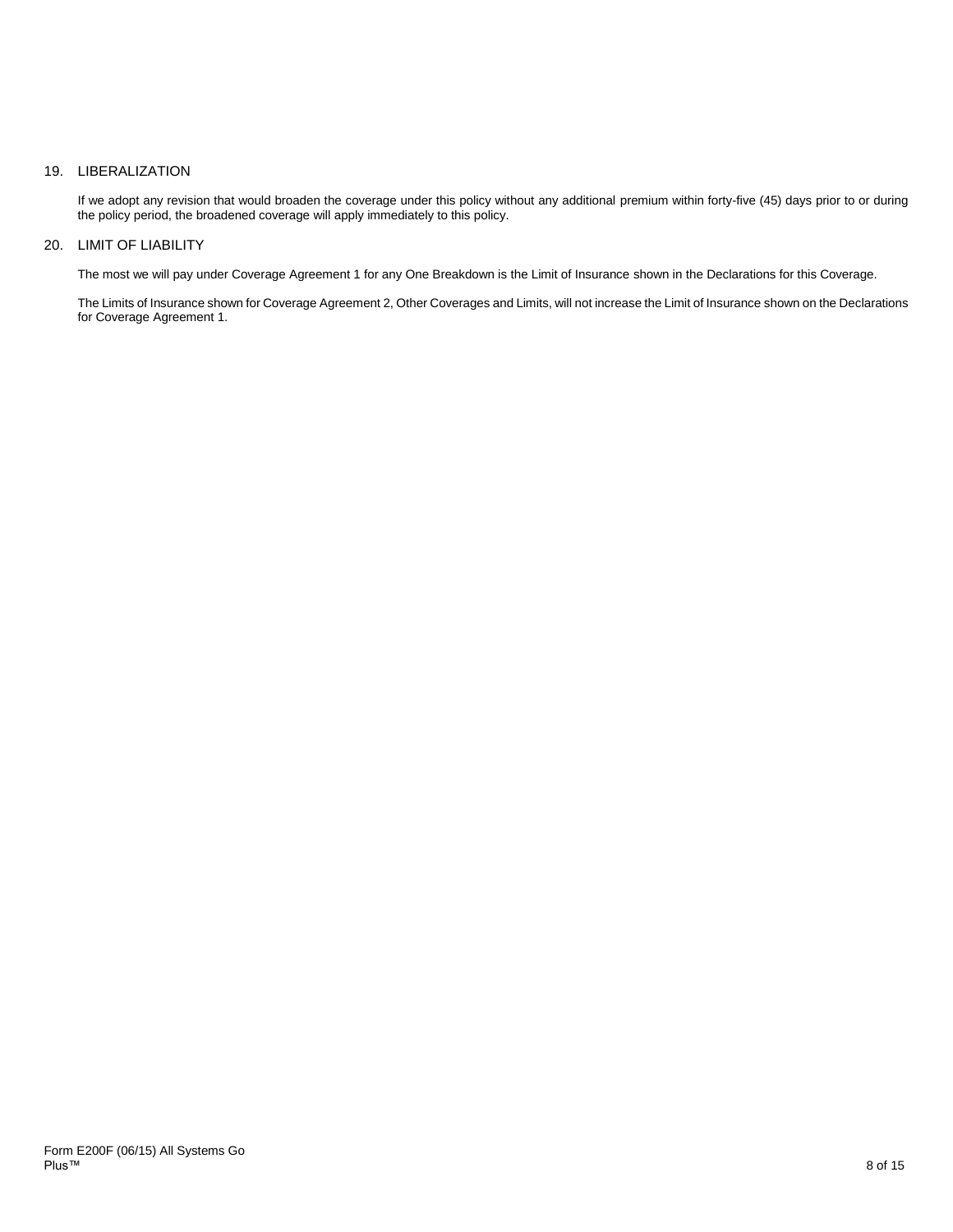## 19. LIBERALIZATION

If we adopt any revision that would broaden the coverage under this policy without any additional premium within forty-five (45) days prior to or during the policy period, the broadened coverage will apply immediately to this policy.

## 20. LIMIT OF LIABILITY

The most we will pay under Coverage Agreement 1 for any One Breakdown is the Limit of Insurance shown in the Declarations for this Coverage.

The Limits of Insurance shown for Coverage Agreement 2, Other Coverages and Limits, will not increase the Limit of Insurance shown on the Declarations for Coverage Agreement 1.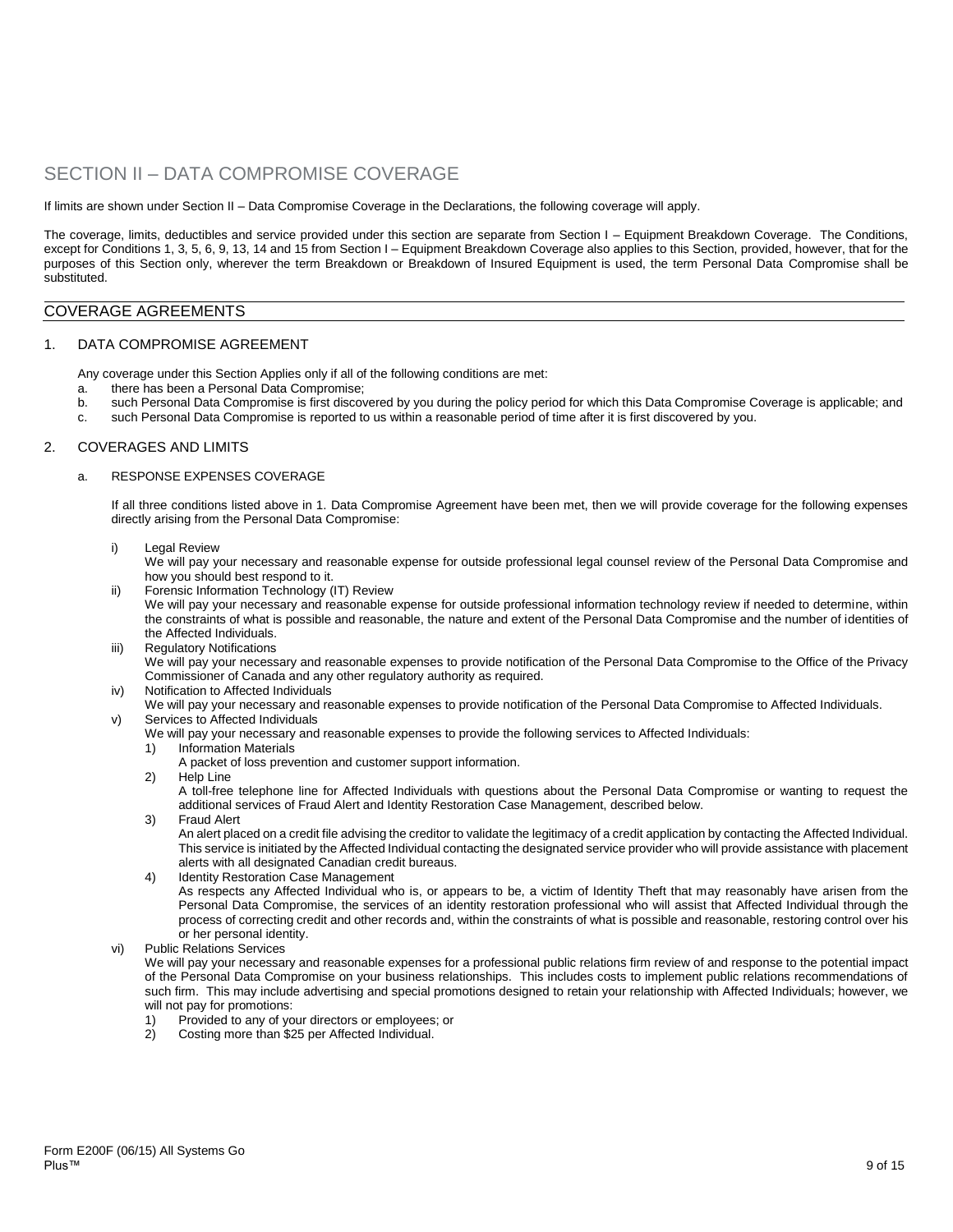# SECTION II – DATA COMPROMISE COVERAGE

If limits are shown under Section II – Data Compromise Coverage in the Declarations, the following coverage will apply.

The coverage, limits, deductibles and service provided under this section are separate from Section I – Equipment Breakdown Coverage. The Conditions, except for Conditions 1, 3, 5, 6, 9, 13, 14 and 15 from Section I – Equipment Breakdown Coverage also applies to this Section, provided, however, that for the purposes of this Section only, wherever the term Breakdown or Breakdown of Insured Equipment is used, the term Personal Data Compromise shall be substituted.

## COVERAGE AGREEMENTS

### 1. DATA COMPROMISE AGREEMENT

Any coverage under this Section Applies only if all of the following conditions are met:

a. there has been a Personal Data Compromise;
b. such Personal Data Compromise is first discovered by you during the policy period for which this Data Compromise Coverage is applicable; and
c. such Personal Data Compromise is reported to us within a reasonable period of time after it is first discovered by you.

### 2. COVERAGES AND LIMITS

a. RESPONSE EXPENSES COVERAGE

If all three conditions listed above in 1. Data Compromise Agreement have been met, then we will provide coverage for the following expenses directly arising from the Personal Data Compromise:

i) Legal Review
We will pay your necessary and reasonable expense for outside professional legal counsel review of the Personal Data Compromise and how you should best respond to it.

ii) Forensic Information Technology (IT) Review
We will pay your necessary and reasonable expense for outside professional information technology review if needed to determine, within the constraints of what is possible and reasonable, the nature and extent of the Personal Data Compromise and the number of identities of the Affected Individuals.

iii) Regulatory Notifications
We will pay your necessary and reasonable expenses to provide notification of the Personal Data Compromise to the Office of the Privacy Commissioner of Canada and any other regulatory authority as required.

iv) Notification to Affected Individuals
We will pay your necessary and reasonable expenses to provide notification of the Personal Data Compromise to Affected Individuals.

v) Services to Affected Individuals
We will pay your necessary and reasonable expenses to provide the following services to Affected Individuals:

1) Information Materials
A packet of loss prevention and customer support information.

2) Help Line
A toll-free telephone line for Affected Individuals with questions about the Personal Data Compromise or wanting to request the additional services of Fraud Alert and Identity Restoration Case Management, described below.

3) Fraud Alert
An alert placed on a credit file advising the creditor to validate the legitimacy of a credit application by contacting the Affected Individual. This service is initiated by the Affected Individual contacting the designated service provider who will provide assistance with placement alerts with all designated Canadian credit bureaus.

4) Identity Restoration Case Management
As respects any Affected Individual who is, or appears to be, a victim of Identity Theft that may reasonably have arisen from the Personal Data Compromise, the services of an identity restoration professional who will assist that Affected Individual through the process of correcting credit and other records and, within the constraints of what is possible and reasonable, restoring control over his or her personal identity.

vi) Public Relations Services
We will pay your necessary and reasonable expenses for a professional public relations firm review of and response to the potential impact of the Personal Data Compromise on your business relationships. This includes costs to implement public relations recommendations of such firm. This may include advertising and special promotions designed to retain your relationship with Affected Individuals; however, we will not pay for promotions:

1) Provided to any of your directors or employees; or
2) Costing more than $25 per Affected Individual.

Form E200F (06/15) All Systems Go Plus™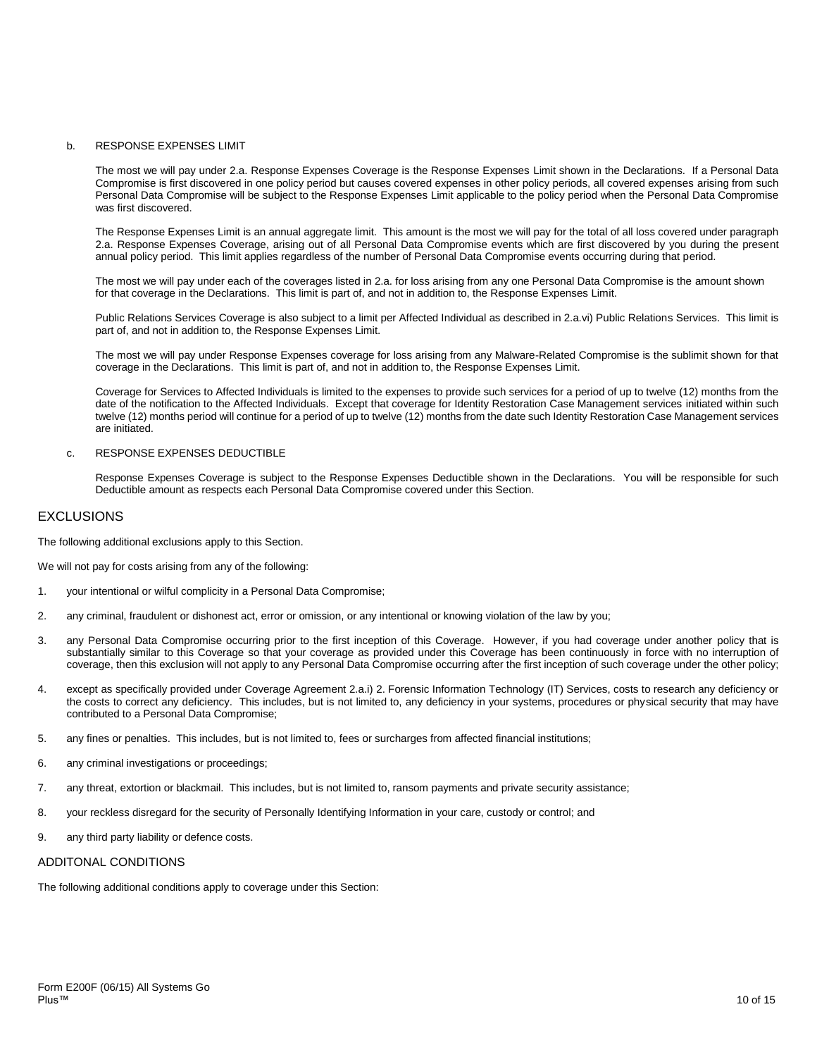b. RESPONSE EXPENSES LIMIT

The most we will pay under 2.a. Response Expenses Coverage is the Response Expenses Limit shown in the Declarations. If a Personal Data Compromise is first discovered in one policy period but causes covered expenses in other policy periods, all covered expenses arising from such Personal Data Compromise will be subject to the Response Expenses Limit applicable to the policy period when the Personal Data Compromise was first discovered.

The Response Expenses Limit is an annual aggregate limit. This amount is the most we will pay for the total of all loss covered under paragraph 2.a. Response Expenses Coverage, arising out of all Personal Data Compromise events which are first discovered by you during the present annual policy period. This limit applies regardless of the number of Personal Data Compromise events occurring during that period.

The most we will pay under each of the coverages listed in 2.a. for loss arising from any one Personal Data Compromise is the amount shown for that coverage in the Declarations. This limit is part of, and not in addition to, the Response Expenses Limit.

Public Relations Services Coverage is also subject to a limit per Affected Individual as described in 2.a.vi) Public Relations Services. This limit is part of, and not in addition to, the Response Expenses Limit.

The most we will pay under Response Expenses coverage for loss arising from any Malware-Related Compromise is the sublimit shown for that coverage in the Declarations. This limit is part of, and not in addition to, the Response Expenses Limit.

Coverage for Services to Affected Individuals is limited to the expenses to provide such services for a period of up to twelve (12) months from the date of the notification to the Affected Individuals. Except that coverage for Identity Restoration Case Management services initiated within such twelve (12) months period will continue for a period of up to twelve (12) months from the date such Identity Restoration Case Management services are initiated.

c. RESPONSE EXPENSES DEDUCTIBLE

Response Expenses Coverage is subject to the Response Expenses Deductible shown in the Declarations. You will be responsible for such Deductible amount as respects each Personal Data Compromise covered under this Section.

## EXCLUSIONS

The following additional exclusions apply to this Section.

We will not pay for costs arising from any of the following:

1. your intentional or wilful complicity in a Personal Data Compromise;
2. any criminal, fraudulent or dishonest act, error or omission, or any intentional or knowing violation of the law by you;
3. any Personal Data Compromise occurring prior to the first inception of this Coverage. However, if you had coverage under another policy that is substantially similar to this Coverage so that your coverage as provided under this Coverage has been continuously in force with no interruption of coverage, then this exclusion will not apply to any Personal Data Compromise occurring after the first inception of such coverage under the other policy;
4. except as specifically provided under Coverage Agreement 2.a.i) 2. Forensic Information Technology (IT) Services, costs to research any deficiency or the costs to correct any deficiency. This includes, but is not limited to, any deficiency in your systems, procedures or physical security that may have contributed to a Personal Data Compromise;
5. any fines or penalties. This includes, but is not limited to, fees or surcharges from affected financial institutions;
6. any criminal investigations or proceedings;
7. any threat, extortion or blackmail. This includes, but is not limited to, ransom payments and private security assistance;
8. your reckless disregard for the security of Personally Identifying Information in your care, custody or control; and
9. any third party liability or defence costs.

### ADDITONAL CONDITIONS

The following additional conditions apply to coverage under this Section: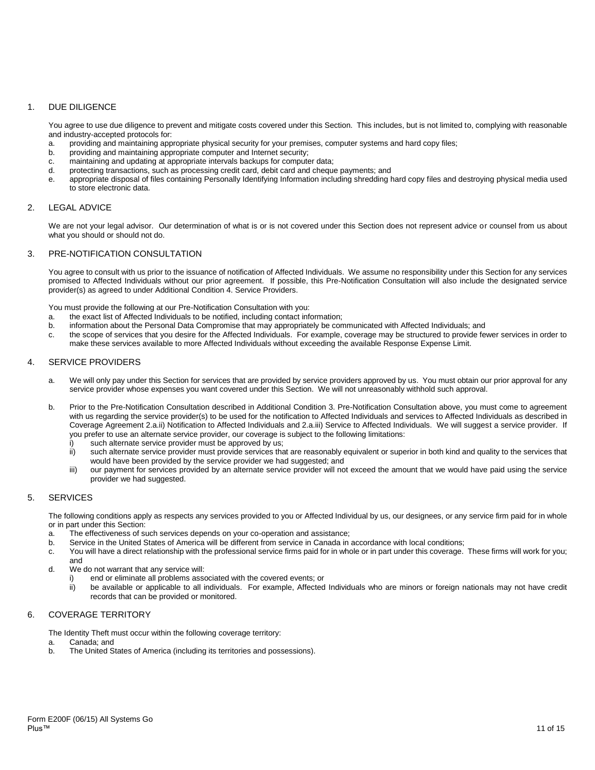## 1. DUE DILIGENCE

You agree to use due diligence to prevent and mitigate costs covered under this Section. This includes, but is not limited to, complying with reasonable and industry-accepted protocols for:

a. providing and maintaining appropriate physical security for your premises, computer systems and hard copy files;
b. providing and maintaining appropriate computer and Internet security;
c. maintaining and updating at appropriate intervals backups for computer data;
d. protecting transactions, such as processing credit card, debit card and cheque payments; and
e. appropriate disposal of files containing Personally Identifying Information including shredding hard copy files and destroying physical media used to store electronic data.

## 2. LEGAL ADVICE

We are not your legal advisor. Our determination of what is or is not covered under this Section does not represent advice or counsel from us about what you should or should not do.

## 3. PRE-NOTIFICATION CONSULTATION

You agree to consult with us prior to the issuance of notification of Affected Individuals. We assume no responsibility under this Section for any services promised to Affected Individuals without our prior agreement. If possible, this Pre-Notification Consultation will also include the designated service provider(s) as agreed to under Additional Condition 4. Service Providers.

You must provide the following at our Pre-Notification Consultation with you:

a. the exact list of Affected Individuals to be notified, including contact information;
b. information about the Personal Data Compromise that may appropriately be communicated with Affected Individuals; and
c. the scope of services that you desire for the Affected Individuals. For example, coverage may be structured to provide fewer services in order to make these services available to more Affected Individuals without exceeding the available Response Expense Limit.

## 4. SERVICE PROVIDERS

a. We will only pay under this Section for services that are provided by service providers approved by us. You must obtain our prior approval for any service provider whose expenses you want covered under this Section. We will not unreasonably withhold such approval.

b. Prior to the Pre-Notification Consultation described in Additional Condition 3. Pre-Notification Consultation above, you must come to agreement with us regarding the service provider(s) to be used for the notification to Affected Individuals and services to Affected Individuals as described in Coverage Agreement 2.a.ii) Notification to Affected Individuals and 2.a.iii) Service to Affected Individuals. We will suggest a service provider. If you prefer to use an alternate service provider, our coverage is subject to the following limitations:
   i) such alternate service provider must be approved by us;
   ii) such alternate service provider must provide services that are reasonably equivalent or superior in both kind and quality to the services that would have been provided by the service provider we had suggested; and
   iii) our payment for services provided by an alternate service provider will not exceed the amount that we would have paid using the service provider we had suggested.

## 5. SERVICES

The following conditions apply as respects any services provided to you or Affected Individual by us, our designees, or any service firm paid for in whole or in part under this Section:

a. The effectiveness of such services depends on your co-operation and assistance;
b. Service in the United States of America will be different from service in Canada in accordance with local conditions;
c. You will have a direct relationship with the professional service firms paid for in whole or in part under this coverage. These firms will work for you; and
d. We do not warrant that any service will:
   i) end or eliminate all problems associated with the covered events; or
   ii) be available or applicable to all individuals. For example, Affected Individuals who are minors or foreign nationals may not have credit records that can be provided or monitored.

## 6. COVERAGE TERRITORY

The Identity Theft must occur within the following coverage territory:

a. Canada; and
b. The United States of America (including its territories and possessions).

Form E200F (06/15) All Systems Go Plus™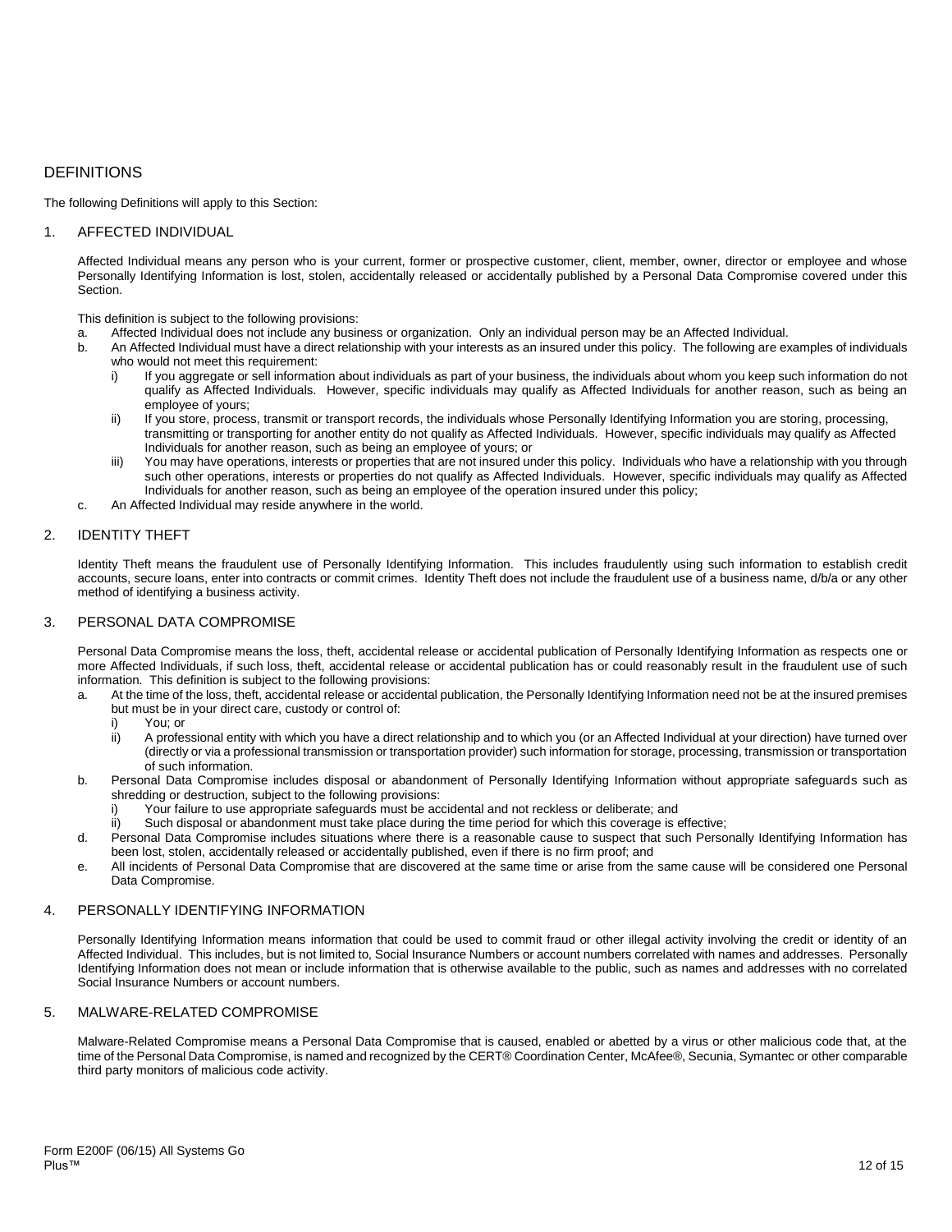## DEFINITIONS

The following Definitions will apply to this Section:

### 1. AFFECTED INDIVIDUAL

Affected Individual means any person who is your current, former or prospective customer, client, member, owner, director or employee and whose Personally Identifying Information is lost, stolen, accidentally released or accidentally published by a Personal Data Compromise covered under this Section.

This definition is subject to the following provisions:

a. Affected Individual does not include any business or organization. Only an individual person may be an Affected Individual.
b. An Affected Individual must have a direct relationship with your interests as an insured under this policy. The following are examples of individuals who would not meet this requirement:
   i) If you aggregate or sell information about individuals as part of your business, the individuals about whom you keep such information do not qualify as Affected Individuals. However, specific individuals may qualify as Affected Individuals for another reason, such as being an employee of yours;
   ii) If you store, process, transmit or transport records, the individuals whose Personally Identifying Information you are storing, processing, transmitting or transporting for another entity do not qualify as Affected Individuals. However, specific individuals may qualify as Affected Individuals for another reason, such as being an employee of yours; or
   iii) You may have operations, interests or properties that are not insured under this policy. Individuals who have a relationship with you through such other operations, interests or properties do not qualify as Affected Individuals. However, specific individuals may qualify as Affected Individuals for another reason, such as being an employee of the operation insured under this policy;
c. An Affected Individual may reside anywhere in the world.

### 2. IDENTITY THEFT

Identity Theft means the fraudulent use of Personally Identifying Information. This includes fraudulently using such information to establish credit accounts, secure loans, enter into contracts or commit crimes. Identity Theft does not include the fraudulent use of a business name, d/b/a or any other method of identifying a business activity.

### 3. PERSONAL DATA COMPROMISE

Personal Data Compromise means the loss, theft, accidental release or accidental publication of Personally Identifying Information as respects one or more Affected Individuals, if such loss, theft, accidental release or accidental publication has or could reasonably result in the fraudulent use of such information. This definition is subject to the following provisions:

a. At the time of the loss, theft, accidental release or accidental publication, the Personally Identifying Information need not be at the insured premises but must be in your direct care, custody or control of:
   i) You; or
   ii) A professional entity with which you have a direct relationship and to which you (or an Affected Individual at your direction) have turned over (directly or via a professional transmission or transportation provider) such information for storage, processing, transmission or transportation of such information.
b. Personal Data Compromise includes disposal or abandonment of Personally Identifying Information without appropriate safeguards such as shredding or destruction, subject to the following provisions:
   i) Your failure to use appropriate safeguards must be accidental and not reckless or deliberate; and
   ii) Such disposal or abandonment must take place during the time period for which this coverage is effective;
d. Personal Data Compromise includes situations where there is a reasonable cause to suspect that such Personally Identifying Information has been lost, stolen, accidentally released or accidentally published, even if there is no firm proof; and
e. All incidents of Personal Data Compromise that are discovered at the same time or arise from the same cause will be considered one Personal Data Compromise.

### 4. PERSONALLY IDENTIFYING INFORMATION

Personally Identifying Information means information that could be used to commit fraud or other illegal activity involving the credit or identity of an Affected Individual. This includes, but is not limited to, Social Insurance Numbers or account numbers correlated with names and addresses. Personally Identifying Information does not mean or include information that is otherwise available to the public, such as names and addresses with no correlated Social Insurance Numbers or account numbers.

### 5. MALWARE-RELATED COMPROMISE

Malware-Related Compromise means a Personal Data Compromise that is caused, enabled or abetted by a virus or other malicious code that, at the time of the Personal Data Compromise, is named and recognized by the CERT® Coordination Center, McAfee®, Secunia, Symantec or other comparable third party monitors of malicious code activity.

Form E200F (06/15) All Systems Go Plus™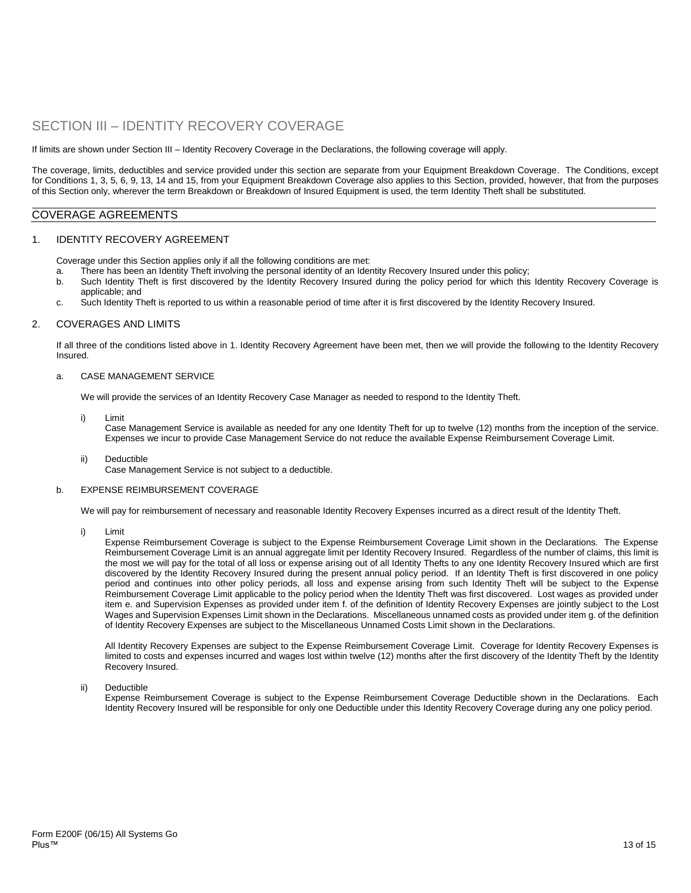# SECTION III – IDENTITY RECOVERY COVERAGE

If limits are shown under Section III – Identity Recovery Coverage in the Declarations, the following coverage will apply.

The coverage, limits, deductibles and service provided under this section are separate from your Equipment Breakdown Coverage. The Conditions, except for Conditions 1, 3, 5, 6, 9, 13, 14 and 15, from your Equipment Breakdown Coverage also applies to this Section, provided, however, that from the purposes of this Section only, wherever the term Breakdown or Breakdown of Insured Equipment is used, the term Identity Theft shall be substituted.

## COVERAGE AGREEMENTS

### 1. IDENTITY RECOVERY AGREEMENT

Coverage under this Section applies only if all the following conditions are met:

a. There has been an Identity Theft involving the personal identity of an Identity Recovery Insured under this policy;
b. Such Identity Theft is first discovered by the Identity Recovery Insured during the policy period for which this Identity Recovery Coverage is applicable; and
c. Such Identity Theft is reported to us within a reasonable period of time after it is first discovered by the Identity Recovery Insured.

### 2. COVERAGES AND LIMITS

If all three of the conditions listed above in 1. Identity Recovery Agreement have been met, then we will provide the following to the Identity Recovery Insured.

a. CASE MANAGEMENT SERVICE

We will provide the services of an Identity Recovery Case Manager as needed to respond to the Identity Theft.

i) Limit
Case Management Service is available as needed for any one Identity Theft for up to twelve (12) months from the inception of the service. Expenses we incur to provide Case Management Service do not reduce the available Expense Reimbursement Coverage Limit.

ii) Deductible
Case Management Service is not subject to a deductible.

b. EXPENSE REIMBURSEMENT COVERAGE

We will pay for reimbursement of necessary and reasonable Identity Recovery Expenses incurred as a direct result of the Identity Theft.

i) Limit
Expense Reimbursement Coverage is subject to the Expense Reimbursement Coverage Limit shown in the Declarations. The Expense Reimbursement Coverage Limit is an annual aggregate limit per Identity Recovery Insured. Regardless of the number of claims, this limit is the most we will pay for the total of all loss or expense arising out of all Identity Thefts to any one Identity Recovery Insured which are first discovered by the Identity Recovery Insured during the present annual policy period. If an Identity Theft is first discovered in one policy period and continues into other policy periods, all loss and expense arising from such Identity Theft will be subject to the Expense Reimbursement Coverage Limit applicable to the policy period when the Identity Theft was first discovered. Lost wages as provided under item e. and Supervision Expenses as provided under item f. of the definition of Identity Recovery Expenses are jointly subject to the Lost Wages and Supervision Expenses Limit shown in the Declarations. Miscellaneous unnamed costs as provided under item g. of the definition of Identity Recovery Expenses are subject to the Miscellaneous Unnamed Costs Limit shown in the Declarations.

All Identity Recovery Expenses are subject to the Expense Reimbursement Coverage Limit. Coverage for Identity Recovery Expenses is limited to costs and expenses incurred and wages lost within twelve (12) months after the first discovery of the Identity Theft by the Identity Recovery Insured.

ii) Deductible
Expense Reimbursement Coverage is subject to the Expense Reimbursement Coverage Deductible shown in the Declarations. Each Identity Recovery Insured will be responsible for only one Deductible under this Identity Recovery Coverage during any one policy period.

Form E200F (06/15) All Systems Go Plus™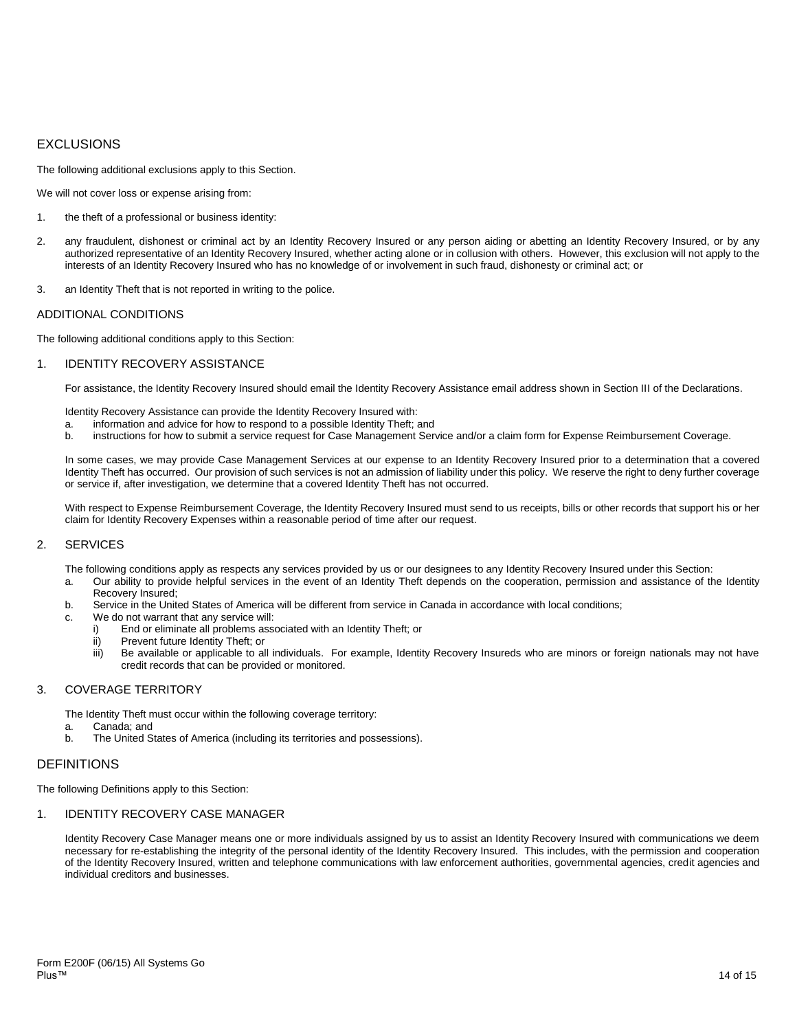## EXCLUSIONS

The following additional exclusions apply to this Section.

We will not cover loss or expense arising from:

1. the theft of a professional or business identity:

2. any fraudulent, dishonest or criminal act by an Identity Recovery Insured or any person aiding or abetting an Identity Recovery Insured, or by any authorized representative of an Identity Recovery Insured, whether acting alone or in collusion with others. However, this exclusion will not apply to the interests of an Identity Recovery Insured who has no knowledge of or involvement in such fraud, dishonesty or criminal act; or

3. an Identity Theft that is not reported in writing to the police.

### ADDITIONAL CONDITIONS

The following additional conditions apply to this Section:

1. IDENTITY RECOVERY ASSISTANCE

   For assistance, the Identity Recovery Insured should email the Identity Recovery Assistance email address shown in Section III of the Declarations.

   Identity Recovery Assistance can provide the Identity Recovery Insured with:
   a. information and advice for how to respond to a possible Identity Theft; and
   b. instructions for how to submit a service request for Case Management Service and/or a claim form for Expense Reimbursement Coverage.

   In some cases, we may provide Case Management Services at our expense to an Identity Recovery Insured prior to a determination that a covered Identity Theft has occurred. Our provision of such services is not an admission of liability under this policy. We reserve the right to deny further coverage or service if, after investigation, we determine that a covered Identity Theft has not occurred.

   With respect to Expense Reimbursement Coverage, the Identity Recovery Insured must send to us receipts, bills or other records that support his or her claim for Identity Recovery Expenses within a reasonable period of time after our request.

2. SERVICES

   The following conditions apply as respects any services provided by us or our designees to any Identity Recovery Insured under this Section:
   a. Our ability to provide helpful services in the event of an Identity Theft depends on the cooperation, permission and assistance of the Identity Recovery Insured;
   b. Service in the United States of America will be different from service in Canada in accordance with local conditions;
   c. We do not warrant that any service will:
      i) End or eliminate all problems associated with an Identity Theft; or
      ii) Prevent future Identity Theft; or
      iii) Be available or applicable to all individuals. For example, Identity Recovery Insureds who are minors or foreign nationals may not have credit records that can be provided or monitored.

3. COVERAGE TERRITORY

   The Identity Theft must occur within the following coverage territory:
   a. Canada; and
   b. The United States of America (including its territories and possessions).

## DEFINITIONS

The following Definitions apply to this Section:

1. IDENTITY RECOVERY CASE MANAGER

   Identity Recovery Case Manager means one or more individuals assigned by us to assist an Identity Recovery Insured with communications we deem necessary for re-establishing the integrity of the personal identity of the Identity Recovery Insured. This includes, with the permission and cooperation of the Identity Recovery Insured, written and telephone communications with law enforcement authorities, governmental agencies, credit agencies and individual creditors and businesses.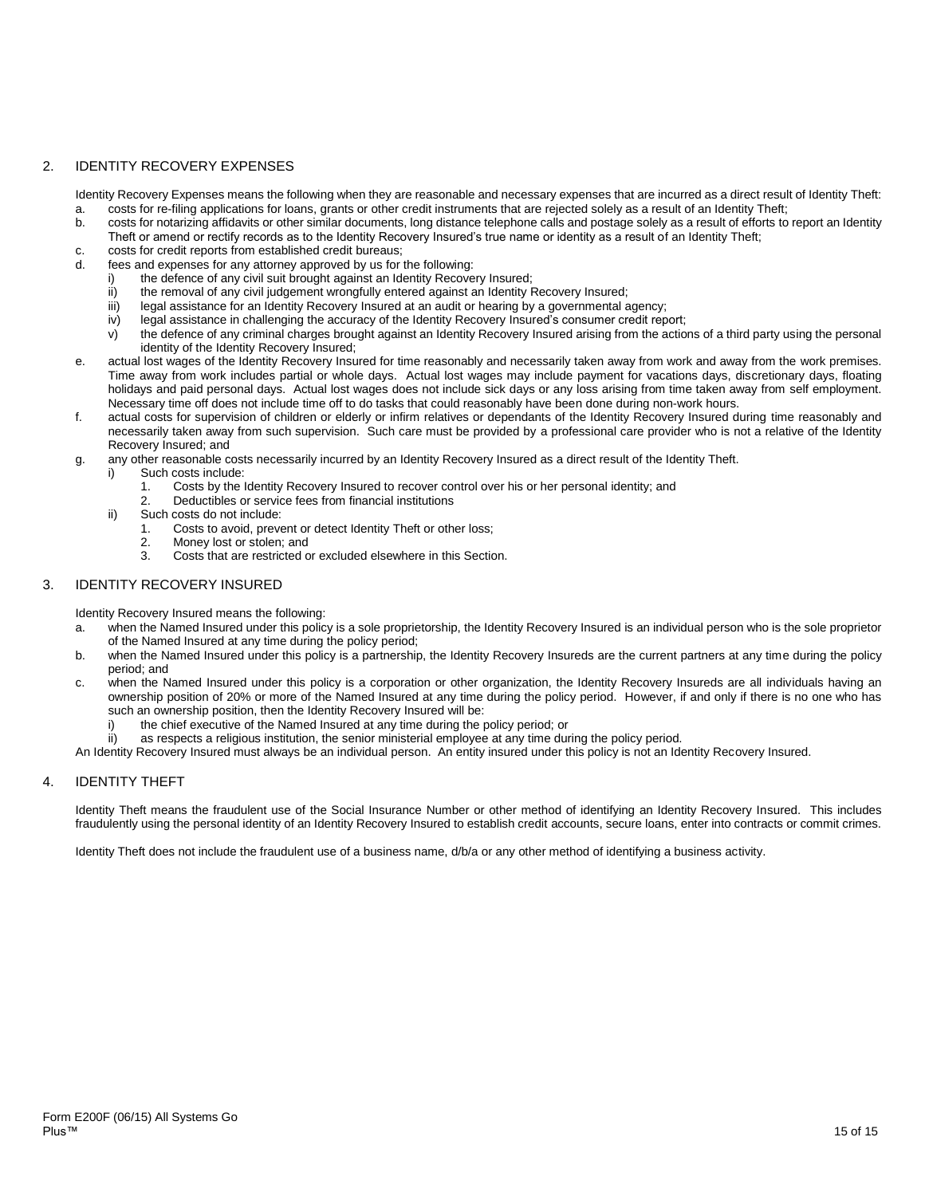## 2. IDENTITY RECOVERY EXPENSES

Identity Recovery Expenses means the following when they are reasonable and necessary expenses that are incurred as a direct result of Identity Theft:

a. costs for re-filing applications for loans, grants or other credit instruments that are rejected solely as a result of an Identity Theft;
b. costs for notarizing affidavits or other similar documents, long distance telephone calls and postage solely as a result of efforts to report an Identity Theft or amend or rectify records as to the Identity Recovery Insured's true name or identity as a result of an Identity Theft;
c. costs for credit reports from established credit bureaus;
d. fees and expenses for any attorney approved by us for the following:
   i) the defence of any civil suit brought against an Identity Recovery Insured;
   ii) the removal of any civil judgement wrongfully entered against an Identity Recovery Insured;
   iii) legal assistance for an Identity Recovery Insured at an audit or hearing by a governmental agency;
   iv) legal assistance in challenging the accuracy of the Identity Recovery Insured's consumer credit report;
   v) the defence of any criminal charges brought against an Identity Recovery Insured arising from the actions of a third party using the personal identity of the Identity Recovery Insured;
e. actual lost wages of the Identity Recovery Insured for time reasonably and necessarily taken away from work and away from the work premises. Time away from work includes partial or whole days. Actual lost wages may include payment for vacations days, discretionary days, floating holidays and paid personal days. Actual lost wages does not include sick days or any loss arising from time taken away from self employment. Necessary time off does not include time off to do tasks that could reasonably have been done during non-work hours.
f. actual costs for supervision of children or elderly or infirm relatives or dependants of the Identity Recovery Insured during time reasonably and necessarily taken away from such supervision. Such care must be provided by a professional care provider who is not a relative of the Identity Recovery Insured; and
g. any other reasonable costs necessarily incurred by an Identity Recovery Insured as a direct result of the Identity Theft.
   i) Such costs include:
      1. Costs by the Identity Recovery Insured to recover control over his or her personal identity; and
      2. Deductibles or service fees from financial institutions
   ii) Such costs do not include:
      1. Costs to avoid, prevent or detect Identity Theft or other loss;
      2. Money lost or stolen; and
      3. Costs that are restricted or excluded elsewhere in this Section.

## 3. IDENTITY RECOVERY INSURED

Identity Recovery Insured means the following:

a. when the Named Insured under this policy is a sole proprietorship, the Identity Recovery Insured is an individual person who is the sole proprietor of the Named Insured at any time during the policy period;
b. when the Named Insured under this policy is a partnership, the Identity Recovery Insureds are the current partners at any time during the policy period; and
c. when the Named Insured under this policy is a corporation or other organization, the Identity Recovery Insureds are all individuals having an ownership position of 20% or more of the Named Insured at any time during the policy period. However, if and only if there is no one who has such an ownership position, then the Identity Recovery Insured will be:
   i) the chief executive of the Named Insured at any time during the policy period; or
   ii) as respects a religious institution, the senior ministerial employee at any time during the policy period.

An Identity Recovery Insured must always be an individual person. An entity insured under this policy is not an Identity Recovery Insured.

## 4. IDENTITY THEFT

Identity Theft means the fraudulent use of the Social Insurance Number or other method of identifying an Identity Recovery Insured. This includes fraudulently using the personal identity of an Identity Recovery Insured to establish credit accounts, secure loans, enter into contracts or commit crimes.

Identity Theft does not include the fraudulent use of a business name, d/b/a or any other method of identifying a business activity.